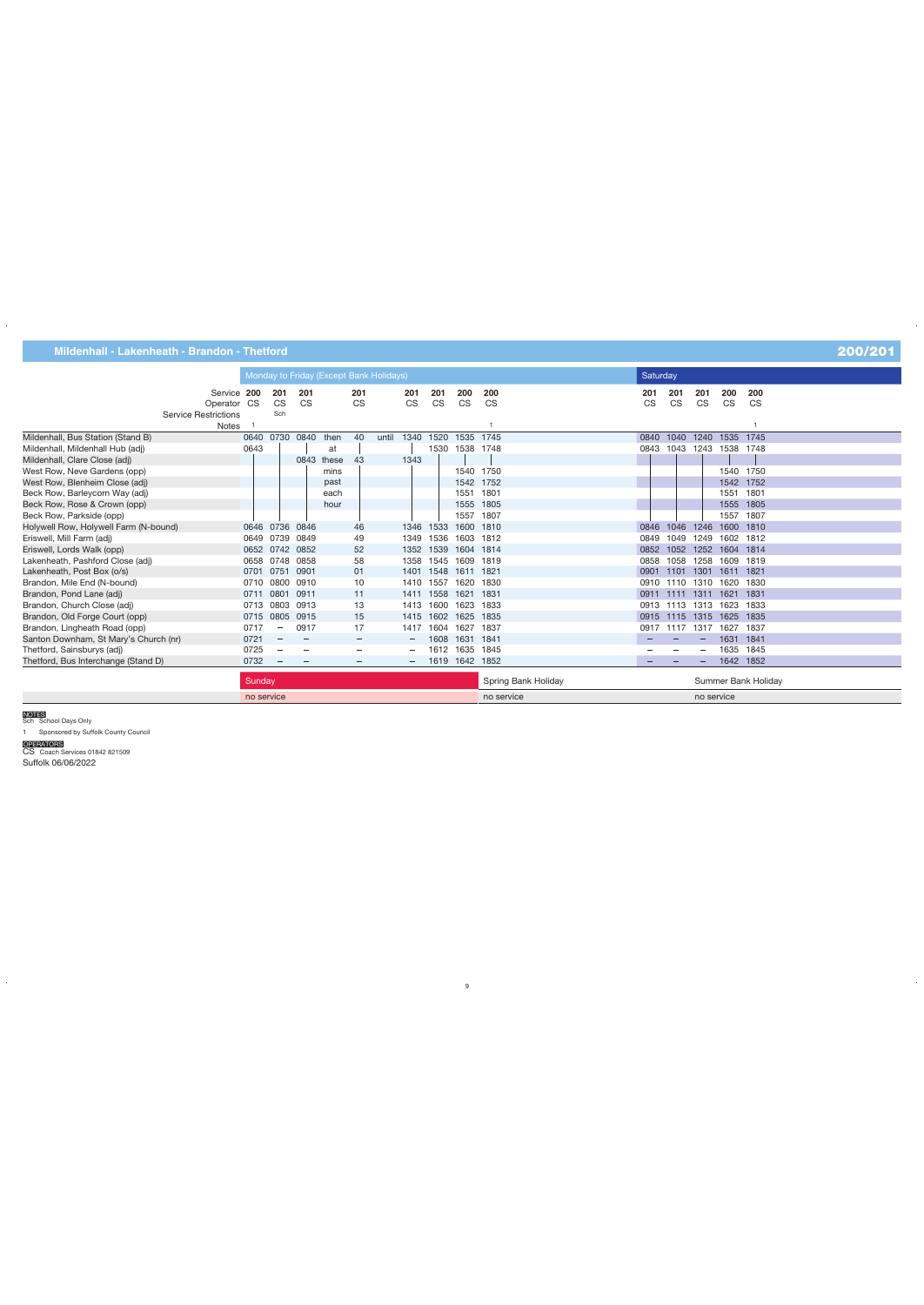## Mildenhall - Lakenheath - Brandon - Thetford

## 200/201

| | Monday to Friday (Except Bank Holidays) | | | | | | | | | | Saturday | | | | |
|---|---|---|---|---|---|---|---|---|---|---|---|---|---|---|---|
| Service | **200** | **201** | **201** | | **201** | | **201** | **201** | **200** | **200** | **201** | **201** | **201** | **200** | **200** |
| Operator | CS | CS | CS | | CS | | CS | CS | CS | CS | CS | CS | CS | CS | CS |
| Service Restrictions | | Sch | | | | | | | | | | | | | |
| Notes | 1 | | | | | | | | | 1 | | | | | 1 |
| Mildenhall, Bus Station (Stand B) | 0640 | 0730 | 0840 | then | 40 | until | 1340 | 1520 | 1535 | 1745 | 0840 | 1040 | 1240 | 1535 | 1745 |
| Mildenhall, Mildenhall Hub (adj) | 0643 | \| | \| | at | \| | | \| | 1530 | 1538 | 1748 | 0843 | 1043 | 1243 | 1538 | 1748 |
| Mildenhall, Clare Close (adj) | \| | \| | 0843 | these | 43 | | 1343 | \| | \| | \| | \| | \| | \| | \| | \| |
| West Row, Neve Gardens (opp) | \| | \| | \| | mins | \| | | \| | \| | 1540 | 1750 | \| | \| | \| | 1540 | 1750 |
| West Row, Blenheim Close (adj) | \| | \| | \| | past | \| | | \| | \| | 1542 | 1752 | \| | \| | \| | 1542 | 1752 |
| Beck Row, Barleycorn Way (adj) | \| | \| | \| | each | \| | | \| | \| | 1551 | 1801 | \| | \| | \| | 1551 | 1801 |
| Beck Row, Rose & Crown (opp) | \| | \| | \| | hour | \| | | \| | \| | 1555 | 1805 | \| | \| | \| | 1555 | 1805 |
| Beck Row, Parkside (opp) | \| | \| | \| | | \| | | \| | \| | 1557 | 1807 | \| | \| | \| | 1557 | 1807 |
| Holywell Row, Holywell Farm (N-bound) | 0646 | 0736 | 0846 | | 46 | | 1346 | 1533 | 1600 | 1810 | 0846 | 1046 | 1246 | 1600 | 1810 |
| Eriswell, Mill Farm (adj) | 0649 | 0739 | 0849 | | 49 | | 1349 | 1536 | 1603 | 1812 | 0849 | 1049 | 1249 | 1602 | 1812 |
| Eriswell, Lords Walk (opp) | 0652 | 0742 | 0852 | | 52 | | 1352 | 1539 | 1604 | 1814 | 0852 | 1052 | 1252 | 1604 | 1814 |
| Lakenheath, Pashford Close (adj) | 0658 | 0748 | 0858 | | 58 | | 1358 | 1545 | 1609 | 1819 | 0858 | 1058 | 1258 | 1609 | 1819 |
| Lakenheath, Post Box (o/s) | 0701 | 0751 | 0901 | | 01 | | 1401 | 1548 | 1611 | 1821 | 0901 | 1101 | 1301 | 1611 | 1821 |
| Brandon, Mile End (N-bound) | 0710 | 0800 | 0910 | | 10 | | 1410 | 1557 | 1620 | 1830 | 0910 | 1110 | 1310 | 1620 | 1830 |
| Brandon, Pond Lane (adj) | 0711 | 0801 | 0911 | | 11 | | 1411 | 1558 | 1621 | 1831 | 0911 | 1111 | 1311 | 1621 | 1831 |
| Brandon, Church Close (adj) | 0713 | 0803 | 0913 | | 13 | | 1413 | 1600 | 1623 | 1833 | 0913 | 1113 | 1313 | 1623 | 1833 |
| Brandon, Old Forge Court (opp) | 0715 | 0805 | 0915 | | 15 | | 1415 | 1602 | 1625 | 1835 | 0915 | 1115 | 1315 | 1625 | 1835 |
| Brandon, Lingheath Road (opp) | 0717 | – | 0917 | | 17 | | 1417 | 1604 | 1627 | 1837 | 0917 | 1117 | 1317 | 1627 | 1837 |
| Santon Downham, St Mary's Church (nr) | 0721 | – | – | | – | | – | 1608 | 1631 | 1841 | – | – | – | 1631 | 1841 |
| Thetford, Sainsburys (adj) | 0725 | – | – | | – | | – | 1612 | 1635 | 1845 | – | – | – | 1635 | 1845 |
| Thetford, Bus Interchange (Stand D) | 0732 | – | – | | – | | – | 1619 | 1642 | 1852 | – | – | – | 1642 | 1852 |

| Sunday | Spring Bank Holiday | Summer Bank Holiday |
|---|---|---|
| no service | no service | no service |

**NOTES**
Sch School Days Only
1 Sponsored by Suffolk County Council

**OPERATORS**
CS Coach Services 01842 821509

Suffolk 06/06/2022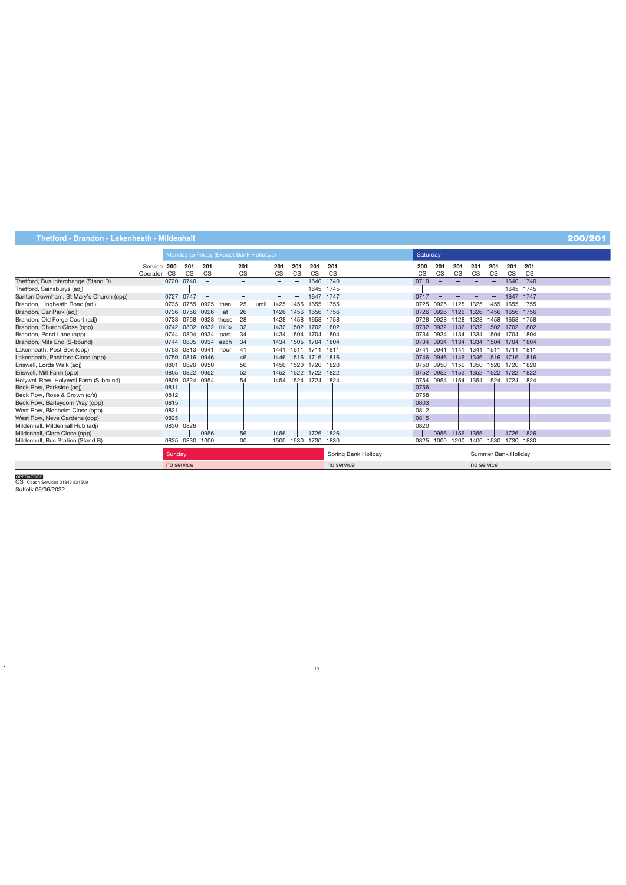## Thetford - Brandon - Lakenheath - Mildenhall

**200/201**

| | Monday to Friday (Except Bank Holidays) | | | | | | | | | | Saturday | | | | | | |
|---|---|---|---|---|---|---|---|---|---|---|---|---|---|---|---|---|---|
| Service | 200 | 201 | 201 | | 201 | | 201 | 201 | 201 | 201 | 200 | 201 | 201 | 201 | 201 | 201 | 201 |
| Operator | CS | CS | CS | | CS | | CS | CS | CS | CS | CS | CS | CS | CS | CS | CS | CS |
| Thetford, Bus Interchange (Stand D) | 0720 | 0740 | – | | – | | – | – | 1640 | 1740 | 0710 | – | – | – | – | 1640 | 1740 |
| Thetford, Sainsburys (adj) | \| | \| | – | | – | | – | – | 1645 | 1745 | \| | – | – | – | – | 1645 | 1745 |
| Santon Downham, St Mary's Church (opp) | 0727 | 0747 | – | | – | | – | – | 1647 | 1747 | 0717 | – | – | – | – | 1647 | 1747 |
| Brandon, Lingheath Road (adj) | 0735 | 0755 | 0925 | then | 25 | until | 1425 | 1455 | 1655 | 1755 | 0725 | 0925 | 1125 | 1325 | 1455 | 1655 | 1755 |
| Brandon, Car Park (adj) | 0736 | 0756 | 0926 | at | 26 | | 1426 | 1456 | 1656 | 1756 | 0726 | 0926 | 1126 | 1326 | 1456 | 1656 | 1756 |
| Brandon, Old Forge Court (adj) | 0738 | 0758 | 0928 | these | 28 | | 1428 | 1458 | 1658 | 1758 | 0728 | 0928 | 1128 | 1328 | 1458 | 1658 | 1758 |
| Brandon, Church Close (opp) | 0742 | 0802 | 0932 | mins | 32 | | 1432 | 1502 | 1702 | 1802 | 0732 | 0932 | 1132 | 1332 | 1502 | 1702 | 1802 |
| Brandon, Pond Lane (opp) | 0744 | 0804 | 0934 | past | 34 | | 1434 | 1504 | 1704 | 1804 | 0734 | 0934 | 1134 | 1334 | 1504 | 1704 | 1804 |
| Brandon, Mile End (S-bound) | 0744 | 0805 | 0934 | each | 34 | | 1434 | 1505 | 1704 | 1804 | 0734 | 0934 | 1134 | 1334 | 1504 | 1704 | 1804 |
| Lakenheath, Post Box (opp) | 0753 | 0813 | 0941 | hour | 41 | | 1441 | 1511 | 1711 | 1811 | 0741 | 0941 | 1141 | 1341 | 1511 | 1711 | 1811 |
| Lakenheath, Pashford Close (opp) | 0759 | 0816 | 0946 | | 46 | | 1446 | 1516 | 1716 | 1816 | 0746 | 0946 | 1146 | 1346 | 1516 | 1716 | 1816 |
| Eriswell, Lords Walk (adj) | 0801 | 0820 | 0950 | | 50 | | 1450 | 1520 | 1720 | 1820 | 0750 | 0950 | 1150 | 1350 | 1520 | 1720 | 1820 |
| Eriswell, Mill Farm (opp) | 0805 | 0822 | 0952 | | 52 | | 1452 | 1522 | 1722 | 1822 | 0752 | 0952 | 1152 | 1352 | 1522 | 1722 | 1822 |
| Holywell Row, Holywell Farm (S-bound) | 0809 | 0824 | 0954 | | 54 | | 1454 | 1524 | 1724 | 1824 | 0754 | 0954 | 1154 | 1354 | 1524 | 1724 | 1824 |
| Beck Row, Parkside (adj) | 0811 | \| | \| | | \| | | \| | \| | \| | \| | 0756 | \| | \| | \| | \| | \| | \| |
| Beck Row, Rose & Crown (o/s) | 0812 | \| | \| | | \| | | \| | \| | \| | \| | 0758 | \| | \| | \| | \| | \| | \| |
| Beck Row, Barleycorn Way (opp) | 0815 | \| | \| | | \| | | \| | \| | \| | \| | 0803 | \| | \| | \| | \| | \| | \| |
| West Row, Blenheim Close (opp) | 0821 | \| | \| | | \| | | \| | \| | \| | \| | 0812 | \| | \| | \| | \| | \| | \| |
| West Row, Neve Gardens (opp) | 0825 | \| | \| | | \| | | \| | \| | \| | \| | 0815 | \| | \| | \| | \| | \| | \| |
| Mildenhall, Mildenhall Hub (adj) | 0830 | 0826 | \| | | \| | | \| | \| | \| | \| | 0820 | \| | \| | \| | \| | \| | \| |
| Mildenhall, Clare Close (opp) | \| | \| | 0956 | | 56 | | 1456 | \| | 1726 | 1826 | \| | 0956 | 1156 | 1356 | \| | 1726 | 1826 |
| Mildenhall, Bus Station (Stand B) | 0835 | 0830 | 1000 | | 00 | | 1500 | 1530 | 1730 | 1830 | 0825 | 1000 | 1200 | 1400 | 1530 | 1730 | 1830 |

| Sunday | Spring Bank Holiday | Summer Bank Holiday |
|---|---|---|
| no service | no service | no service |

OPERATORS
CS Coach Services 01842 821509

Suffolk 06/06/2022